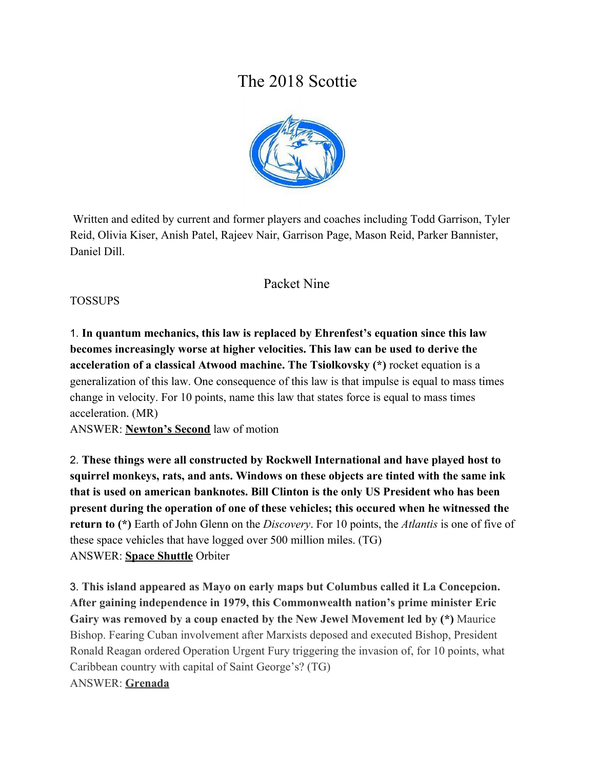# The 2018 Scottie

Written and edited by current and former players and coaches including Todd Garrison, Tyler Reid, Olivia Kiser, Anish Patel, Rajeev Nair, Garrison Page, Mason Reid, Parker Bannister, Daniel Dill.

## Packet Nine

TOSSUPS

1. **In quantum mechanics, this law is replaced by Ehrenfest's equation since this law becomes increasingly worse at higher velocities. This law can be used to derive the acceleration of a classical Atwood machine. The Tsiolkovsky (*)** rocket equation is a generalization of this law. One consequence of this law is that impulse is equal to mass times change in velocity. For 10 points, name this law that states force is equal to mass times acceleration. (MR)
ANSWER: **Newton's Second** law of motion

2. **These things were all constructed by Rockwell International and have played host to squirrel monkeys, rats, and ants. Windows on these objects are tinted with the same ink that is used on american banknotes. Bill Clinton is the only US President who has been present during the operation of one of these vehicles; this occured when he witnessed the return to (*)** Earth of John Glenn on the *Discovery*. For 10 points, the *Atlantis* is one of five of these space vehicles that have logged over 500 million miles. (TG)
ANSWER: **Space Shuttle** Orbiter

3. **This island appeared as Mayo on early maps but Columbus called it La Concepcion. After gaining independence in 1979, this Commonwealth nation's prime minister Eric Gairy was removed by a coup enacted by the New Jewel Movement led by (*)** Maurice Bishop. Fearing Cuban involvement after Marxists deposed and executed Bishop, President Ronald Reagan ordered Operation Urgent Fury triggering the invasion of, for 10 points, what Caribbean country with capital of Saint George's? (TG)
ANSWER: **Grenada**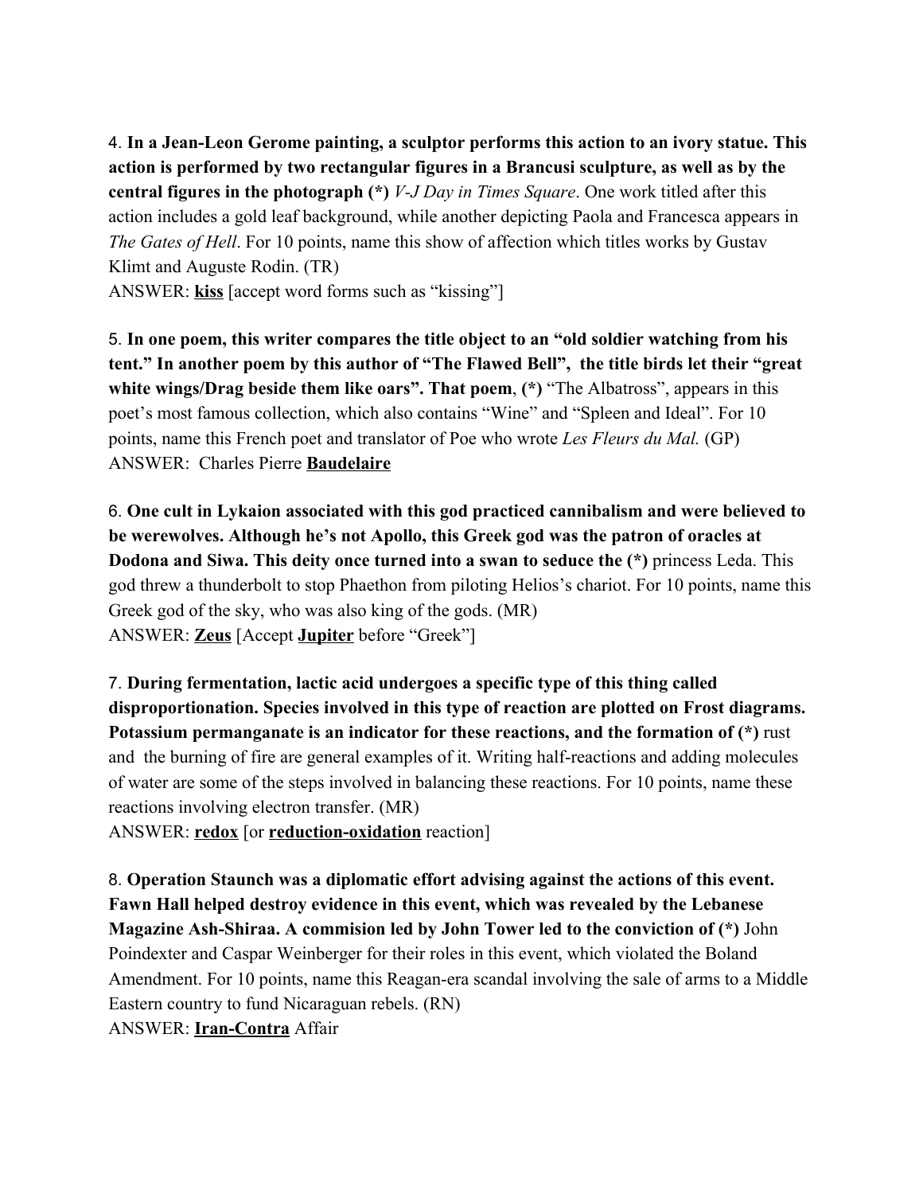4. **In a Jean-Leon Gerome painting, a sculptor performs this action to an ivory statue. This action is performed by two rectangular figures in a Brancusi sculpture, as well as by the central figures in the photograph (*)** *V-J Day in Times Square*. One work titled after this action includes a gold leaf background, while another depicting Paola and Francesca appears in *The Gates of Hell*. For 10 points, name this show of affection which titles works by Gustav Klimt and Auguste Rodin. (TR)
ANSWER: **kiss** [accept word forms such as "kissing"]

5. **In one poem, this writer compares the title object to an "old soldier watching from his tent." In another poem by this author of "The Flawed Bell", the title birds let their "great white wings/Drag beside them like oars". That poem, (*)** "The Albatross", appears in this poet's most famous collection, which also contains "Wine" and "Spleen and Ideal". For 10 points, name this French poet and translator of Poe who wrote *Les Fleurs du Mal.* (GP)
ANSWER: Charles Pierre **Baudelaire**

6. **One cult in Lykaion associated with this god practiced cannibalism and were believed to be werewolves. Although he's not Apollo, this Greek god was the patron of oracles at Dodona and Siwa. This deity once turned into a swan to seduce the (*)** princess Leda. This god threw a thunderbolt to stop Phaethon from piloting Helios's chariot. For 10 points, name this Greek god of the sky, who was also king of the gods. (MR)
ANSWER: **Zeus** [Accept **Jupiter** before "Greek"]

7. **During fermentation, lactic acid undergoes a specific type of this thing called disproportionation. Species involved in this type of reaction are plotted on Frost diagrams. Potassium permanganate is an indicator for these reactions, and the formation of (*)** rust and the burning of fire are general examples of it. Writing half-reactions and adding molecules of water are some of the steps involved in balancing these reactions. For 10 points, name these reactions involving electron transfer. (MR)
ANSWER: **redox** [or **reduction-oxidation** reaction]

8. **Operation Staunch was a diplomatic effort advising against the actions of this event. Fawn Hall helped destroy evidence in this event, which was revealed by the Lebanese Magazine Ash-Shiraa. A commision led by John Tower led to the conviction of (*)** John Poindexter and Caspar Weinberger for their roles in this event, which violated the Boland Amendment. For 10 points, name this Reagan-era scandal involving the sale of arms to a Middle Eastern country to fund Nicaraguan rebels. (RN)
ANSWER: **Iran-Contra** Affair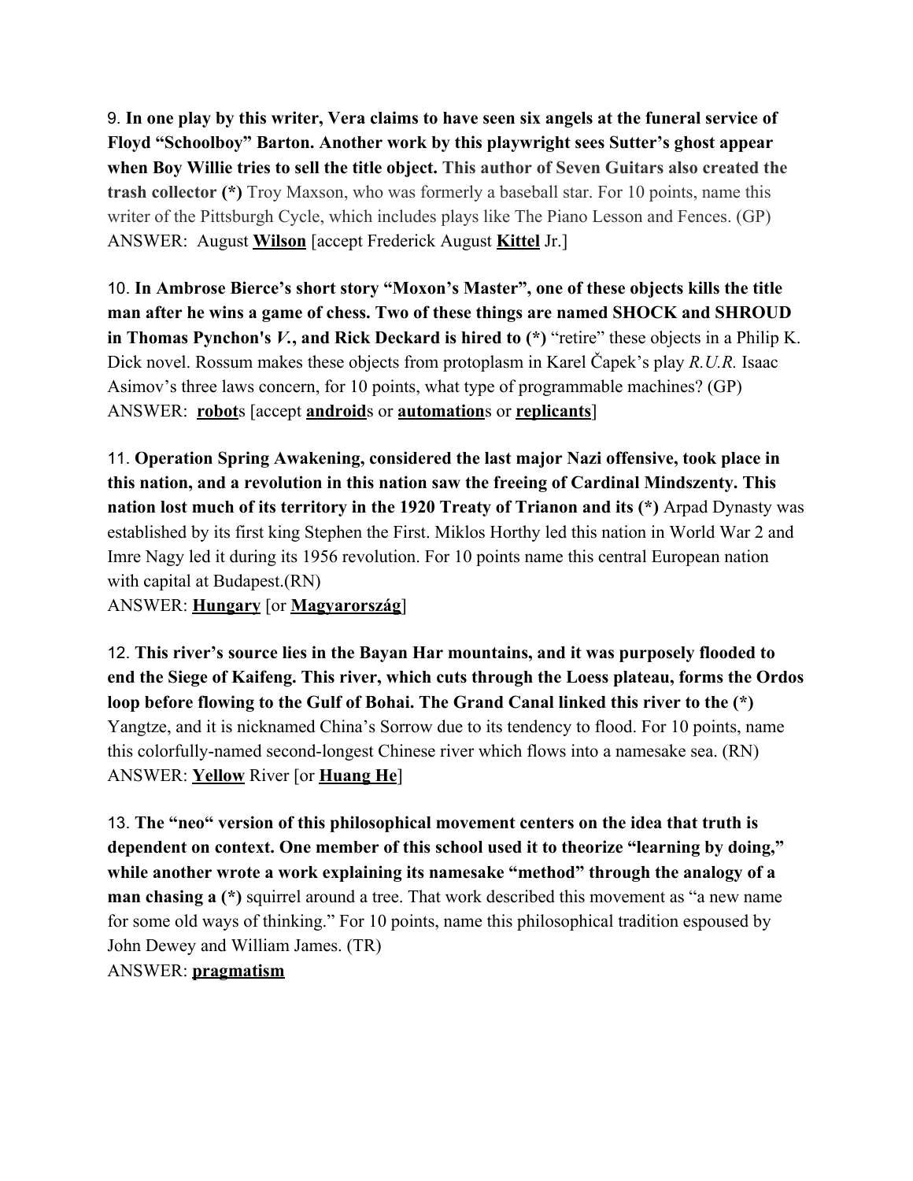9. **In one play by this writer, Vera claims to have seen six angels at the funeral service of Floyd "Schoolboy" Barton. Another work by this playwright sees Sutter's ghost appear when Boy Willie tries to sell the title object. This author of Seven Guitars also created the trash collector (*)** Troy Maxson, who was formerly a baseball star. For 10 points, name this writer of the Pittsburgh Cycle, which includes plays like The Piano Lesson and Fences. (GP)
ANSWER: August **Wilson** [accept Frederick August **Kittel** Jr.]

10. **In Ambrose Bierce's short story "Moxon's Master", one of these objects kills the title man after he wins a game of chess. Two of these things are named SHOCK and SHROUD in Thomas Pynchon's *V.*, and Rick Deckard is hired to (*)** "retire" these objects in a Philip K. Dick novel. Rossum makes these objects from protoplasm in Karel Čapek's play *R.U.R.* Isaac Asimov's three laws concern, for 10 points, what type of programmable machines? (GP)
ANSWER: **robot**s [accept **android**s or **automation**s or **replicants**]

11. **Operation Spring Awakening, considered the last major Nazi offensive, took place in this nation, and a revolution in this nation saw the freeing of Cardinal Mindszenty. This nation lost much of its territory in the 1920 Treaty of Trianon and its (*)** Arpad Dynasty was established by its first king Stephen the First. Miklos Horthy led this nation in World War 2 and Imre Nagy led it during its 1956 revolution. For 10 points name this central European nation with capital at Budapest.(RN)
ANSWER: **Hungary** [or **Magyarország**]

12. **This river's source lies in the Bayan Har mountains, and it was purposely flooded to end the Siege of Kaifeng. This river, which cuts through the Loess plateau, forms the Ordos loop before flowing to the Gulf of Bohai. The Grand Canal linked this river to the (*)** Yangtze, and it is nicknamed China's Sorrow due to its tendency to flood. For 10 points, name this colorfully-named second-longest Chinese river which flows into a namesake sea. (RN)
ANSWER: **Yellow** River [or **Huang He**]

13. **The "neo" version of this philosophical movement centers on the idea that truth is dependent on context. One member of this school used it to theorize "learning by doing," while another wrote a work explaining its namesake "method" through the analogy of a man chasing a (*)** squirrel around a tree. That work described this movement as "a new name for some old ways of thinking." For 10 points, name this philosophical tradition espoused by John Dewey and William James. (TR)
ANSWER: **pragmatism**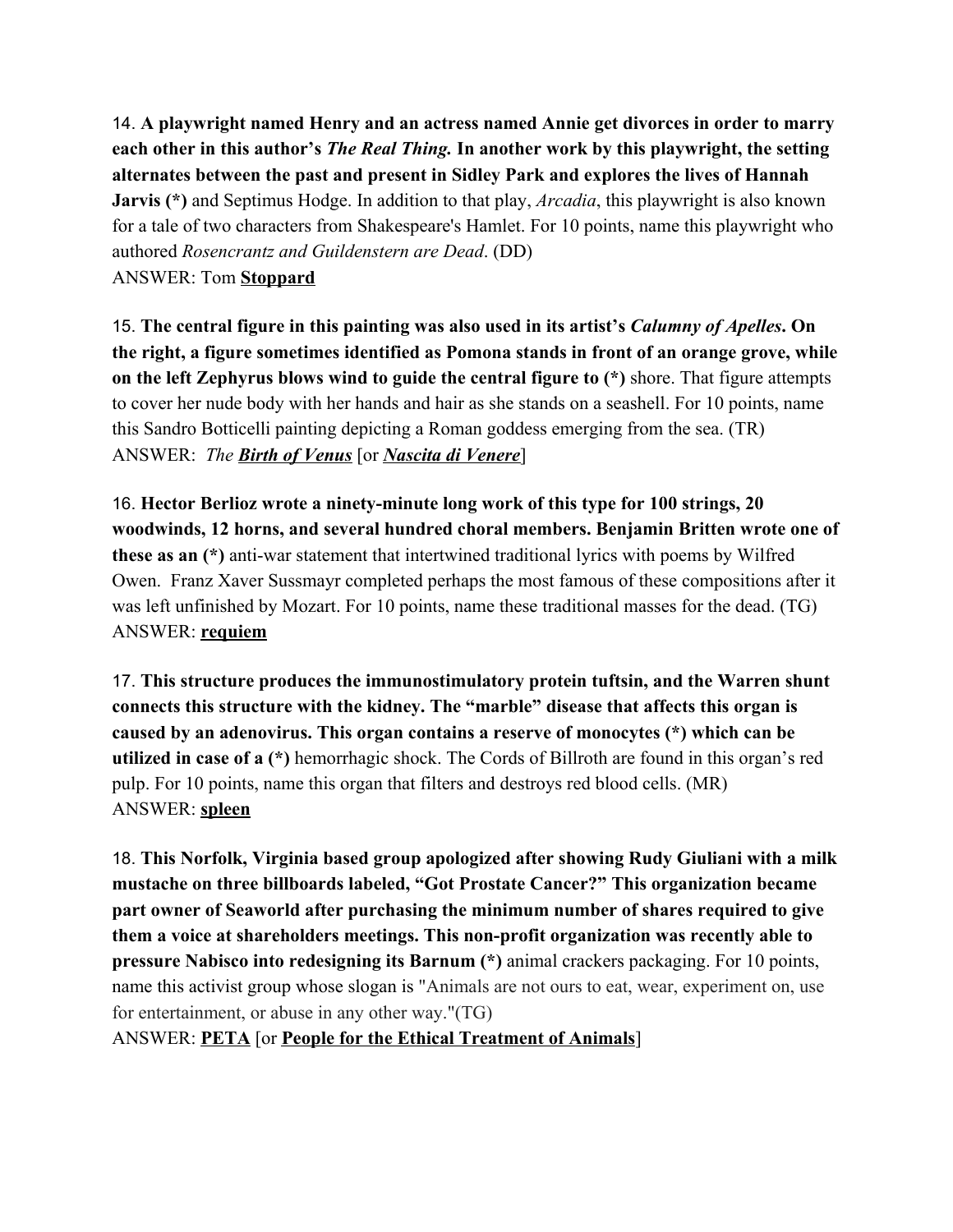14. **A playwright named Henry and an actress named Annie get divorces in order to marry each other in this author's *The Real Thing.* In another work by this playwright, the setting alternates between the past and present in Sidley Park and explores the lives of Hannah Jarvis (*)** and Septimus Hodge. In addition to that play, *Arcadia*, this playwright is also known for a tale of two characters from Shakespeare's Hamlet. For 10 points, name this playwright who authored *Rosencrantz and Guildenstern are Dead*. (DD)
ANSWER: Tom **<u>Stoppard</u>**

15. **The central figure in this painting was also used in its artist's *Calumny of Apelles*. On the right, a figure sometimes identified as Pomona stands in front of an orange grove, while on the left Zephyrus blows wind to guide the central figure to (*)** shore. That figure attempts to cover her nude body with her hands and hair as she stands on a seashell. For 10 points, name this Sandro Botticelli painting depicting a Roman goddess emerging from the sea. (TR)
ANSWER: *The **<u>Birth of Venus</u>*** [or ***<u>Nascita di Venere</u>***]

16. **Hector Berlioz wrote a ninety-minute long work of this type for 100 strings, 20 woodwinds, 12 horns, and several hundred choral members. Benjamin Britten wrote one of these as an (*)** anti-war statement that intertwined traditional lyrics with poems by Wilfred Owen. Franz Xaver Sussmayr completed perhaps the most famous of these compositions after it was left unfinished by Mozart. For 10 points, name these traditional masses for the dead. (TG)
ANSWER: **<u>requiem</u>**

17. **This structure produces the immunostimulatory protein tuftsin, and the Warren shunt connects this structure with the kidney. The "marble" disease that affects this organ is caused by an adenovirus. This organ contains a reserve of monocytes (*) which can be utilized in case of a (*)** hemorrhagic shock. The Cords of Billroth are found in this organ's red pulp. For 10 points, name this organ that filters and destroys red blood cells. (MR)
ANSWER: **<u>spleen</u>**

18. **This Norfolk, Virginia based group apologized after showing Rudy Giuliani with a milk mustache on three billboards labeled, "Got Prostate Cancer?" This organization became part owner of Seaworld after purchasing the minimum number of shares required to give them a voice at shareholders meetings. This non-profit organization was recently able to pressure Nabisco into redesigning its Barnum (*)** animal crackers packaging. For 10 points, name this activist group whose slogan is "Animals are not ours to eat, wear, experiment on, use for entertainment, or abuse in any other way."(TG)
ANSWER: **<u>PETA</u>** [or **<u>People for the Ethical Treatment of Animals</u>**]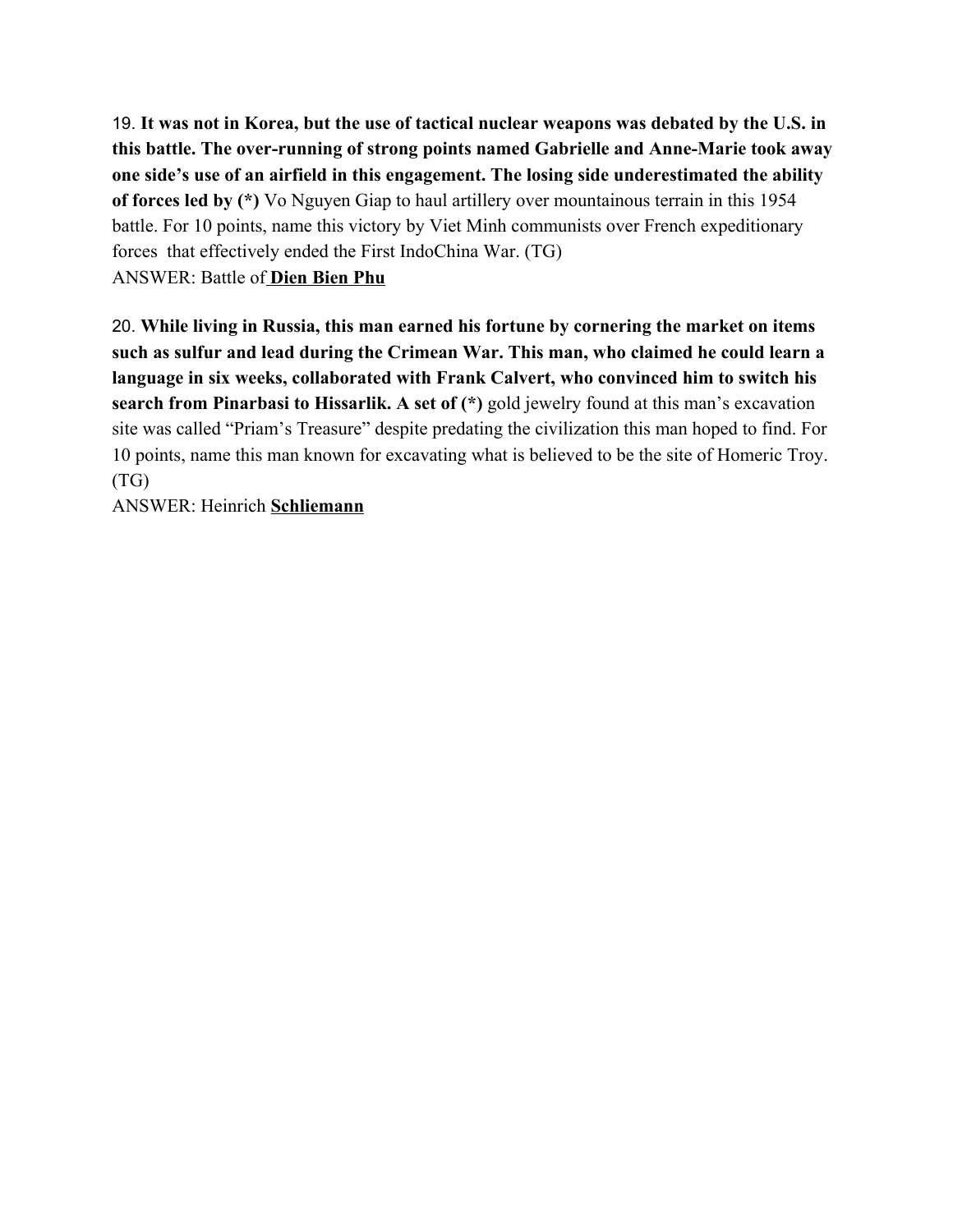19. **It was not in Korea, but the use of tactical nuclear weapons was debated by the U.S. in this battle. The over-running of strong points named Gabrielle and Anne-Marie took away one side's use of an airfield in this engagement. The losing side underestimated the ability of forces led by (*)** Vo Nguyen Giap to haul artillery over mountainous terrain in this 1954 battle. For 10 points, name this victory by Viet Minh communists over French expeditionary forces that effectively ended the First IndoChina War. (TG)
ANSWER: Battle of **<u>Dien Bien Phu</u>**

20. **While living in Russia, this man earned his fortune by cornering the market on items such as sulfur and lead during the Crimean War. This man, who claimed he could learn a language in six weeks, collaborated with Frank Calvert, who convinced him to switch his search from Pinarbasi to Hissarlik. A set of (*)** gold jewelry found at this man's excavation site was called "Priam's Treasure" despite predating the civilization this man hoped to find. For 10 points, name this man known for excavating what is believed to be the site of Homeric Troy. (TG)
ANSWER: Heinrich **<u>Schliemann</u>**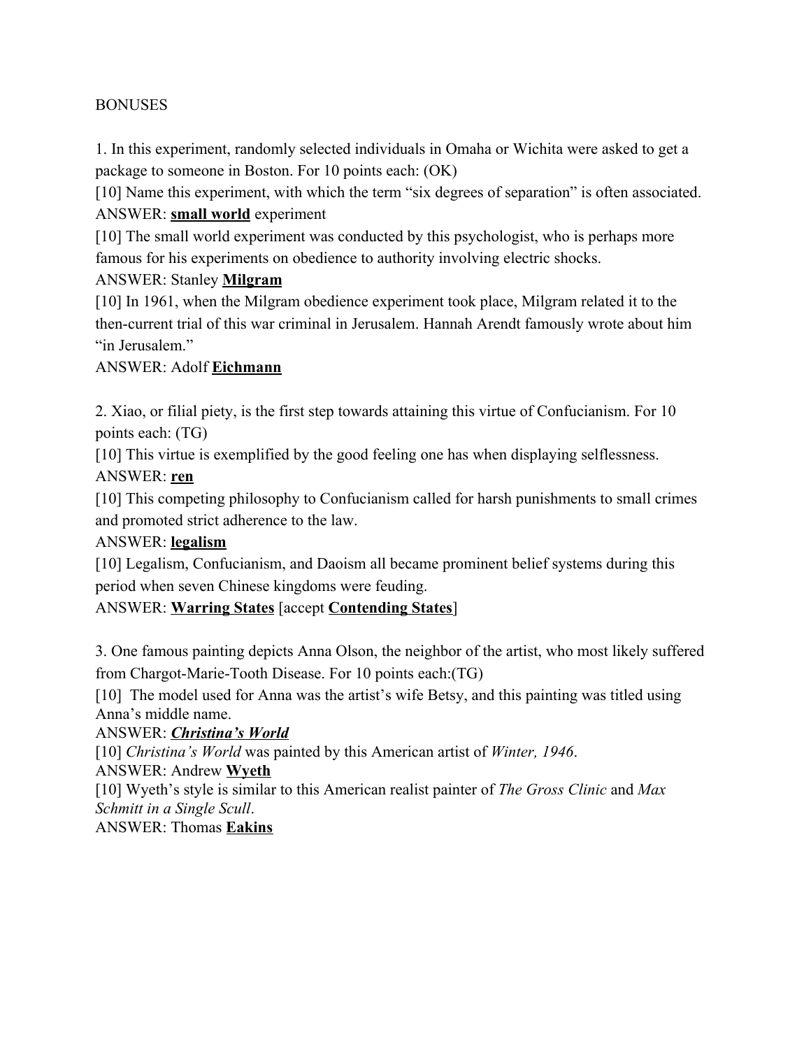BONUSES

1. In this experiment, randomly selected individuals in Omaha or Wichita were asked to get a package to someone in Boston. For 10 points each: (OK)

[10] Name this experiment, with which the term "six degrees of separation" is often associated.

ANSWER: **small world** experiment

[10] The small world experiment was conducted by this psychologist, who is perhaps more famous for his experiments on obedience to authority involving electric shocks.

ANSWER: Stanley **Milgram**

[10] In 1961, when the Milgram obedience experiment took place, Milgram related it to the then-current trial of this war criminal in Jerusalem. Hannah Arendt famously wrote about him "in Jerusalem."

ANSWER: Adolf **Eichmann**

2. Xiao, or filial piety, is the first step towards attaining this virtue of Confucianism. For 10 points each: (TG)

[10] This virtue is exemplified by the good feeling one has when displaying selflessness.

ANSWER: **ren**

[10] This competing philosophy to Confucianism called for harsh punishments to small crimes and promoted strict adherence to the law.

ANSWER: **legalism**

[10] Legalism, Confucianism, and Daoism all became prominent belief systems during this period when seven Chinese kingdoms were feuding.

ANSWER: **Warring States** [accept **Contending States**]

3. One famous painting depicts Anna Olson, the neighbor of the artist, who most likely suffered from Chargot-Marie-Tooth Disease. For 10 points each:(TG)

[10] The model used for Anna was the artist's wife Betsy, and this painting was titled using Anna's middle name.

ANSWER: ***Christina's World***

[10] *Christina's World* was painted by this American artist of *Winter, 1946*.

ANSWER: Andrew **Wyeth**

[10] Wyeth's style is similar to this American realist painter of *The Gross Clinic* and *Max Schmitt in a Single Scull*.

ANSWER: Thomas **Eakins**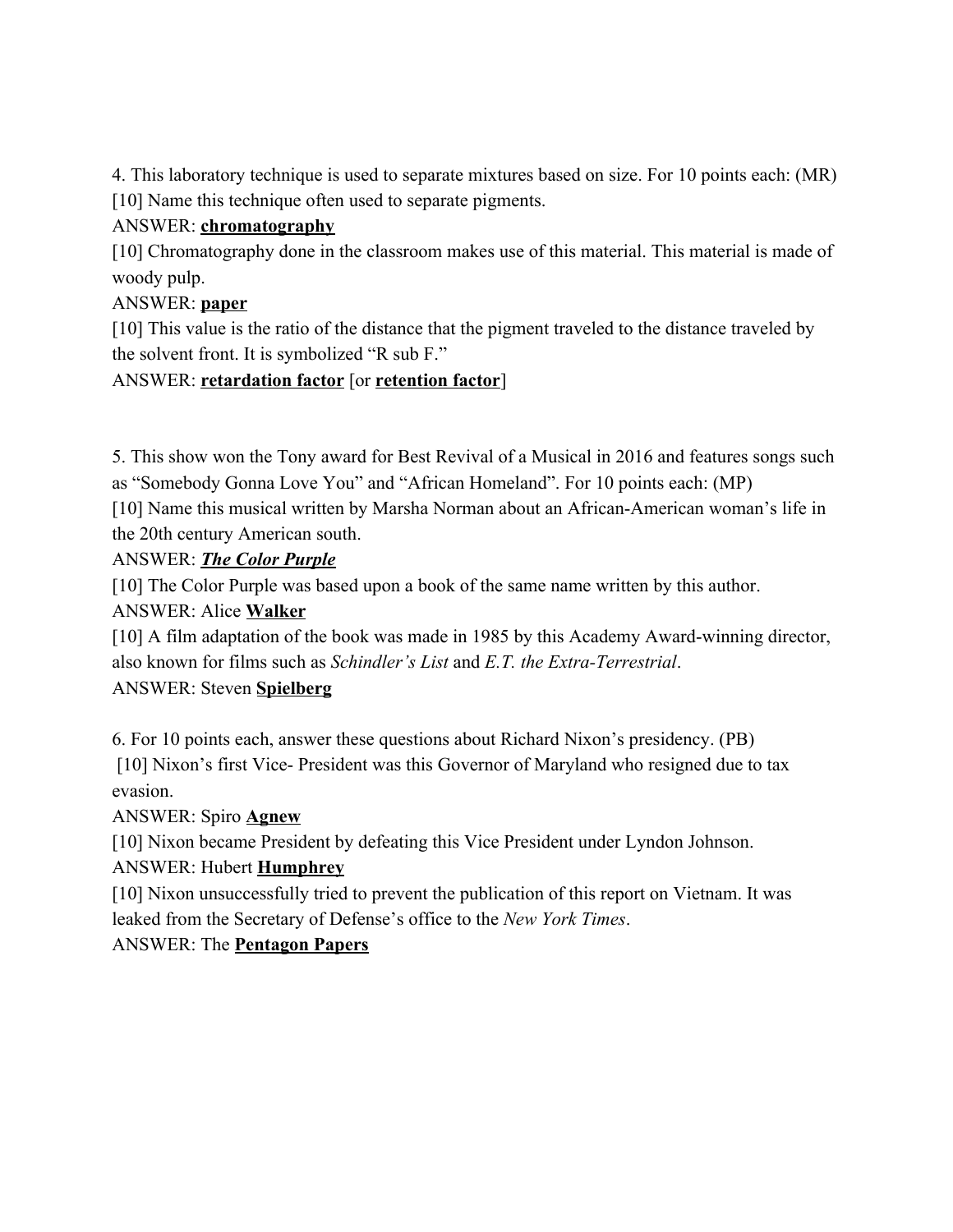4. This laboratory technique is used to separate mixtures based on size. For 10 points each: (MR)

[10] Name this technique often used to separate pigments.

ANSWER: **chromatography**

[10] Chromatography done in the classroom makes use of this material. This material is made of woody pulp.

ANSWER: **paper**

[10] This value is the ratio of the distance that the pigment traveled to the distance traveled by the solvent front. It is symbolized "R sub F."

ANSWER: **retardation factor** [or **retention factor**]

5. This show won the Tony award for Best Revival of a Musical in 2016 and features songs such as "Somebody Gonna Love You" and "African Homeland". For 10 points each: (MP)

[10] Name this musical written by Marsha Norman about an African-American woman's life in the 20th century American south.

ANSWER: ***The Color Purple***

[10] The Color Purple was based upon a book of the same name written by this author.

ANSWER: Alice **Walker**

[10] A film adaptation of the book was made in 1985 by this Academy Award-winning director, also known for films such as *Schindler's List* and *E.T. the Extra-Terrestrial*.

ANSWER: Steven **Spielberg**

6. For 10 points each, answer these questions about Richard Nixon's presidency. (PB)

[10] Nixon's first Vice- President was this Governor of Maryland who resigned due to tax evasion.

ANSWER: Spiro **Agnew**

[10] Nixon became President by defeating this Vice President under Lyndon Johnson.

ANSWER: Hubert **Humphrey**

[10] Nixon unsuccessfully tried to prevent the publication of this report on Vietnam. It was leaked from the Secretary of Defense's office to the *New York Times*.

ANSWER: The **Pentagon Papers**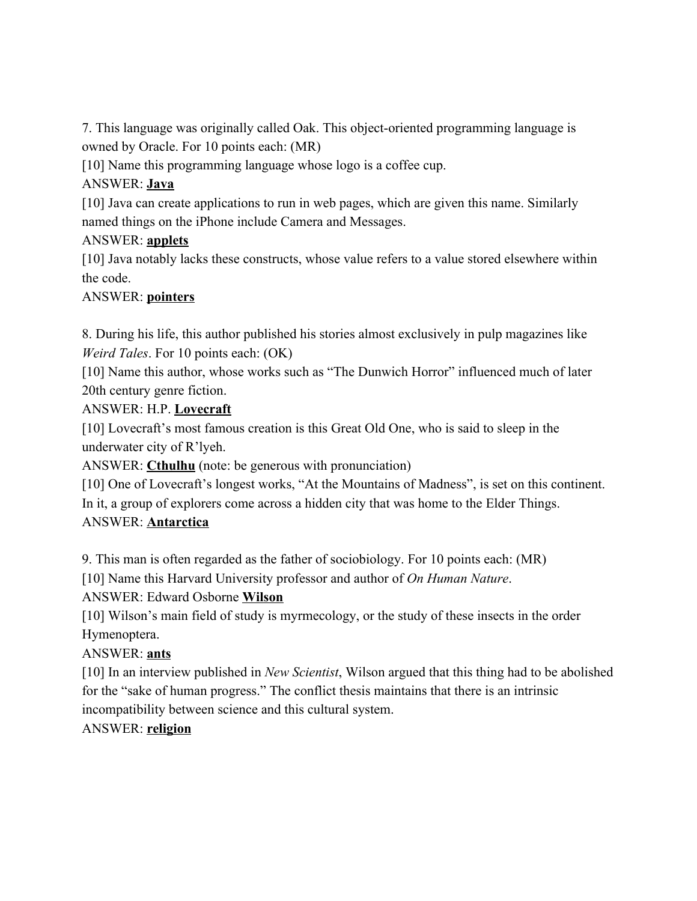7. This language was originally called Oak. This object-oriented programming language is owned by Oracle. For 10 points each: (MR)

[10] Name this programming language whose logo is a coffee cup.

ANSWER: **<u>Java</u>**

[10] Java can create applications to run in web pages, which are given this name. Similarly named things on the iPhone include Camera and Messages.

ANSWER: **<u>applets</u>**

[10] Java notably lacks these constructs, whose value refers to a value stored elsewhere within the code.

ANSWER: **<u>pointers</u>**

8. During his life, this author published his stories almost exclusively in pulp magazines like *Weird Tales*. For 10 points each: (OK)

[10] Name this author, whose works such as "The Dunwich Horror" influenced much of later 20th century genre fiction.

ANSWER: H.P. **<u>Lovecraft</u>**

[10] Lovecraft's most famous creation is this Great Old One, who is said to sleep in the underwater city of R'lyeh.

ANSWER: **<u>Cthulhu</u>** (note: be generous with pronunciation)

[10] One of Lovecraft's longest works, "At the Mountains of Madness", is set on this continent. In it, a group of explorers come across a hidden city that was home to the Elder Things.

ANSWER: **<u>Antarctica</u>**

9. This man is often regarded as the father of sociobiology. For 10 points each: (MR)

[10] Name this Harvard University professor and author of *On Human Nature*.

ANSWER: Edward Osborne **<u>Wilson</u>**

[10] Wilson's main field of study is myrmecology, or the study of these insects in the order Hymenoptera.

ANSWER: **<u>ants</u>**

[10] In an interview published in *New Scientist*, Wilson argued that this thing had to be abolished for the "sake of human progress." The conflict thesis maintains that there is an intrinsic incompatibility between science and this cultural system.

ANSWER: **<u>religion</u>**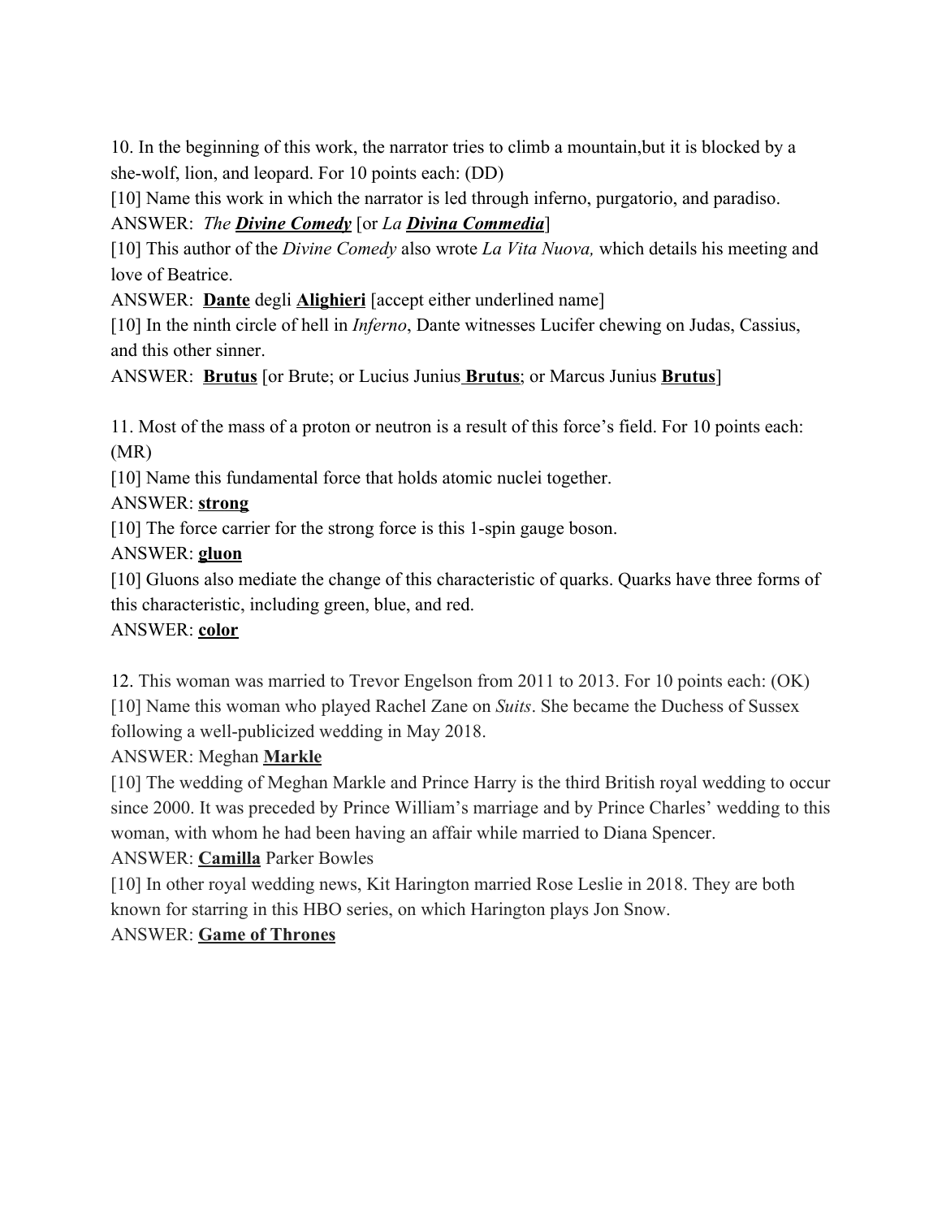10. In the beginning of this work, the narrator tries to climb a mountain,but it is blocked by a she-wolf, lion, and leopard. For 10 points each: (DD)

[10] Name this work in which the narrator is led through inferno, purgatorio, and paradiso.

ANSWER: *The **Divine Comedy*** [or *La **Divina Commedia***]

[10] This author of the *Divine Comedy* also wrote *La Vita Nuova,* which details his meeting and love of Beatrice.

ANSWER: **Dante** degli **Alighieri** [accept either underlined name]

[10] In the ninth circle of hell in *Inferno*, Dante witnesses Lucifer chewing on Judas, Cassius, and this other sinner.

ANSWER: **Brutus** [or Brute; or Lucius Junius **Brutus**; or Marcus Junius **Brutus**]

11. Most of the mass of a proton or neutron is a result of this force's field. For 10 points each: (MR)

[10] Name this fundamental force that holds atomic nuclei together.

ANSWER: **strong**

[10] The force carrier for the strong force is this 1-spin gauge boson.

ANSWER: **gluon**

[10] Gluons also mediate the change of this characteristic of quarks. Quarks have three forms of this characteristic, including green, blue, and red.

ANSWER: **color**

12. This woman was married to Trevor Engelson from 2011 to 2013. For 10 points each: (OK)

[10] Name this woman who played Rachel Zane on *Suits*. She became the Duchess of Sussex following a well-publicized wedding in May 2018.

ANSWER: Meghan **Markle**

[10] The wedding of Meghan Markle and Prince Harry is the third British royal wedding to occur since 2000. It was preceded by Prince William's marriage and by Prince Charles' wedding to this woman, with whom he had been having an affair while married to Diana Spencer.

ANSWER: **Camilla** Parker Bowles

[10] In other royal wedding news, Kit Harington married Rose Leslie in 2018. They are both known for starring in this HBO series, on which Harington plays Jon Snow.

ANSWER: **Game of Thrones**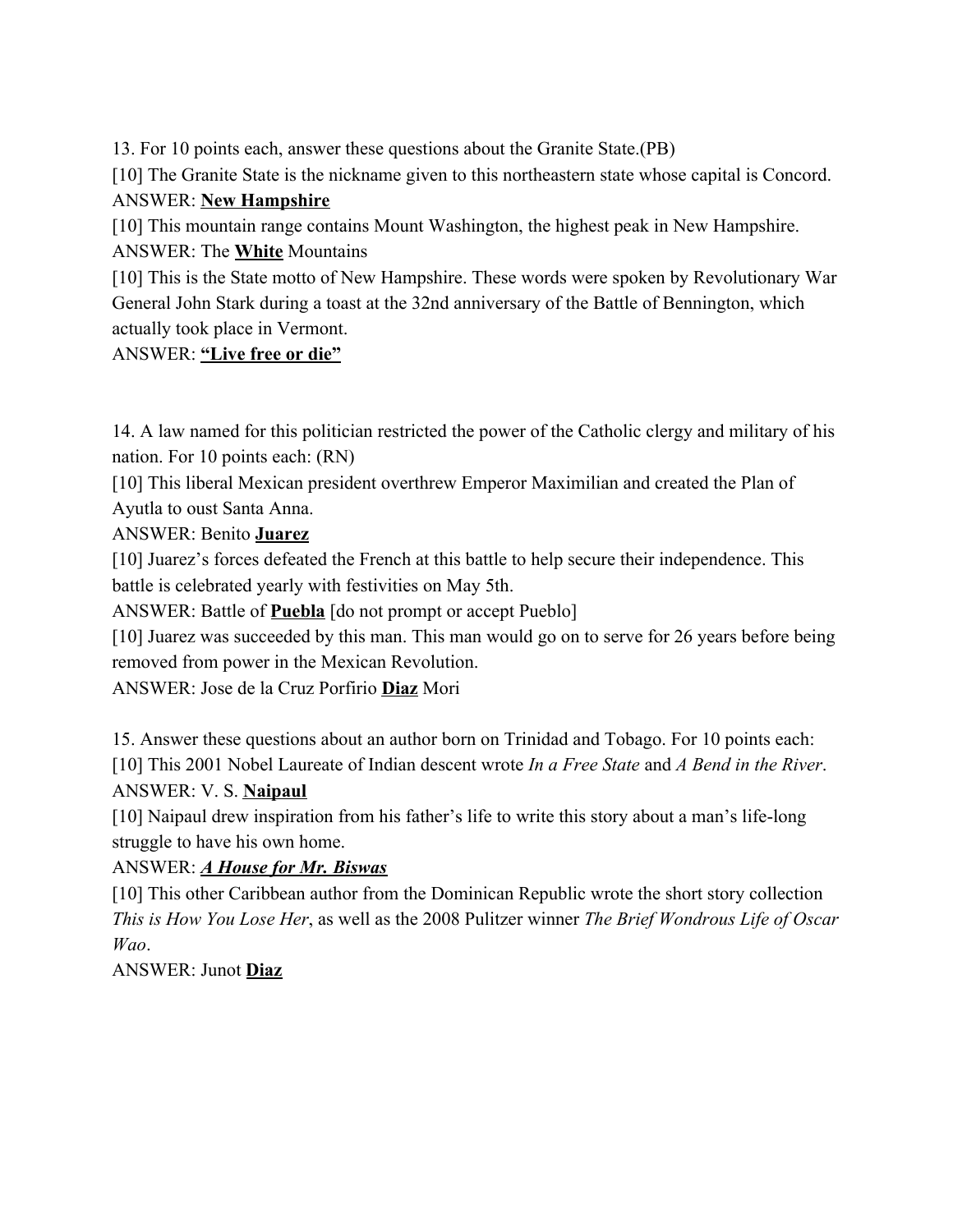13. For 10 points each, answer these questions about the Granite State.(PB)

[10] The Granite State is the nickname given to this northeastern state whose capital is Concord.

ANSWER: **New Hampshire**

[10] This mountain range contains Mount Washington, the highest peak in New Hampshire.

ANSWER: The **White** Mountains

[10] This is the State motto of New Hampshire. These words were spoken by Revolutionary War General John Stark during a toast at the 32nd anniversary of the Battle of Bennington, which actually took place in Vermont.

ANSWER: **"Live free or die"**

14. A law named for this politician restricted the power of the Catholic clergy and military of his nation. For 10 points each: (RN)

[10] This liberal Mexican president overthrew Emperor Maximilian and created the Plan of Ayutla to oust Santa Anna.

ANSWER: Benito **Juarez**

[10] Juarez's forces defeated the French at this battle to help secure their independence. This battle is celebrated yearly with festivities on May 5th.

ANSWER: Battle of **Puebla** [do not prompt or accept Pueblo]

[10] Juarez was succeeded by this man. This man would go on to serve for 26 years before being removed from power in the Mexican Revolution.

ANSWER: Jose de la Cruz Porfirio **Diaz** Mori

15. Answer these questions about an author born on Trinidad and Tobago. For 10 points each:

[10] This 2001 Nobel Laureate of Indian descent wrote *In a Free State* and *A Bend in the River*.

ANSWER: V. S. **Naipaul**

[10] Naipaul drew inspiration from his father's life to write this story about a man's life-long struggle to have his own home.

ANSWER: ***A House for Mr. Biswas***

[10] This other Caribbean author from the Dominican Republic wrote the short story collection *This is How You Lose Her*, as well as the 2008 Pulitzer winner *The Brief Wondrous Life of Oscar Wao*.

ANSWER: Junot **Diaz**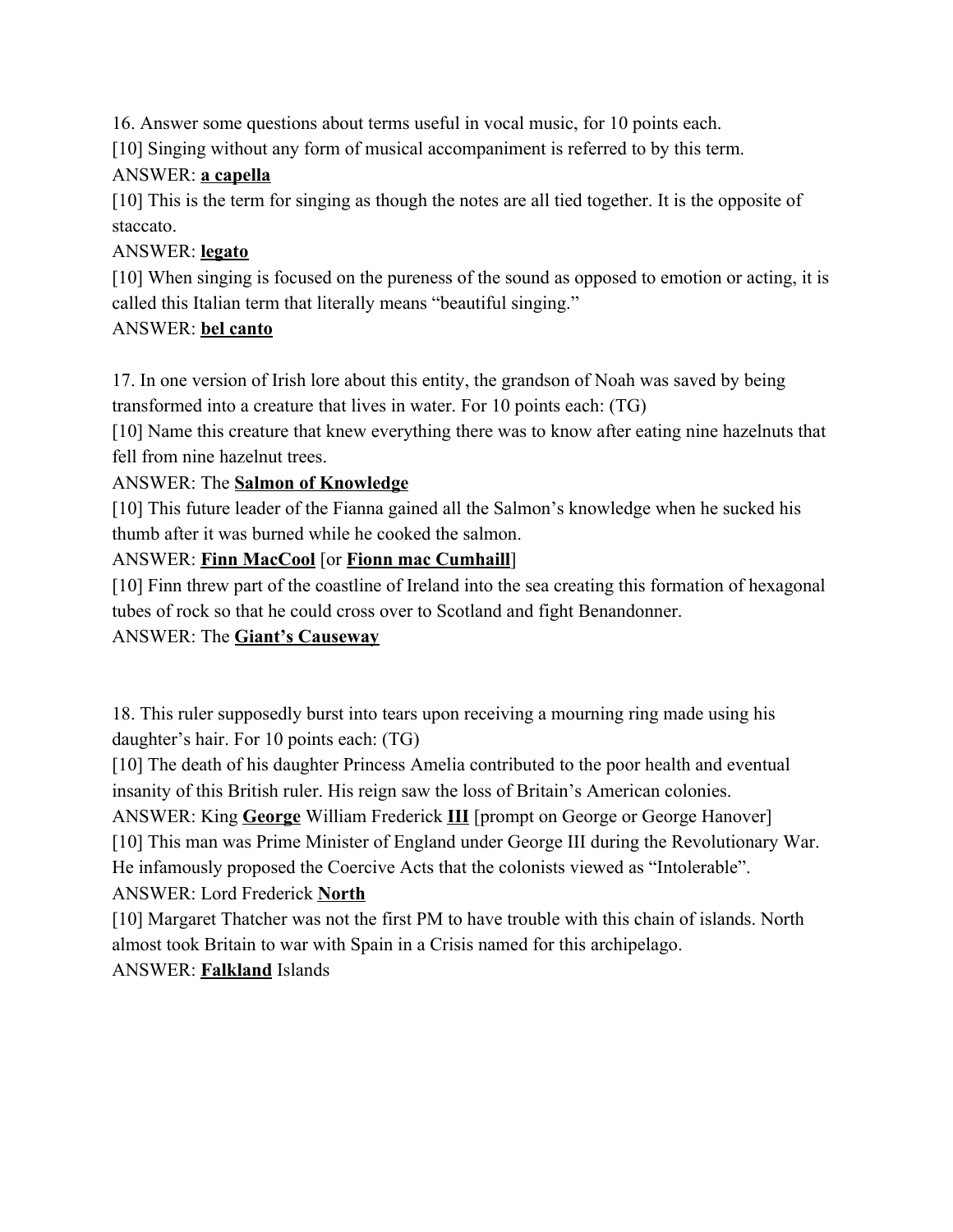16. Answer some questions about terms useful in vocal music, for 10 points each.

[10] Singing without any form of musical accompaniment is referred to by this term.

ANSWER: **a capella**

[10] This is the term for singing as though the notes are all tied together. It is the opposite of staccato.

ANSWER: **legato**

[10] When singing is focused on the pureness of the sound as opposed to emotion or acting, it is called this Italian term that literally means "beautiful singing."

ANSWER: **bel canto**

17. In one version of Irish lore about this entity, the grandson of Noah was saved by being transformed into a creature that lives in water. For 10 points each: (TG)

[10] Name this creature that knew everything there was to know after eating nine hazelnuts that fell from nine hazelnut trees.

ANSWER: The **Salmon of Knowledge**

[10] This future leader of the Fianna gained all the Salmon's knowledge when he sucked his thumb after it was burned while he cooked the salmon.

ANSWER: **Finn MacCool** [or **Fionn mac Cumhaill**]

[10] Finn threw part of the coastline of Ireland into the sea creating this formation of hexagonal tubes of rock so that he could cross over to Scotland and fight Benandonner.

ANSWER: The **Giant's Causeway**

18. This ruler supposedly burst into tears upon receiving a mourning ring made using his daughter's hair. For 10 points each: (TG)

[10] The death of his daughter Princess Amelia contributed to the poor health and eventual insanity of this British ruler. His reign saw the loss of Britain's American colonies.

ANSWER: King **George** William Frederick **III** [prompt on George or George Hanover]

[10] This man was Prime Minister of England under George III during the Revolutionary War. He infamously proposed the Coercive Acts that the colonists viewed as "Intolerable".

ANSWER: Lord Frederick **North**

[10] Margaret Thatcher was not the first PM to have trouble with this chain of islands. North almost took Britain to war with Spain in a Crisis named for this archipelago.

ANSWER: **Falkland** Islands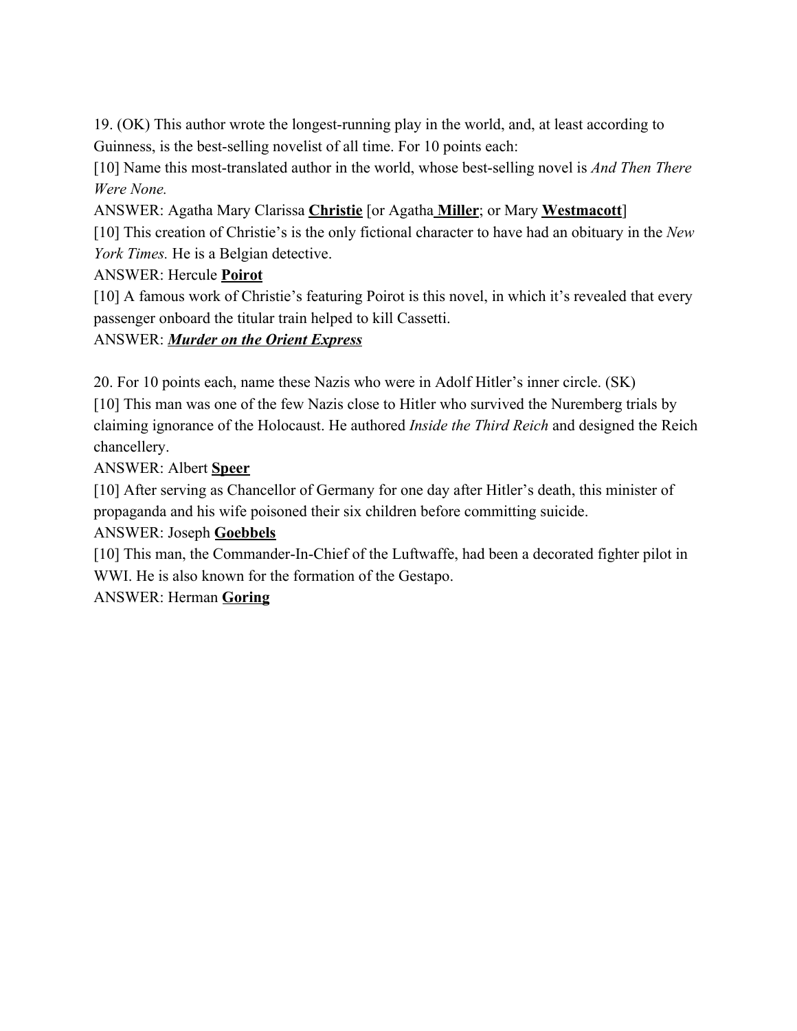19. (OK) This author wrote the longest-running play in the world, and, at least according to Guinness, is the best-selling novelist of all time. For 10 points each:

[10] Name this most-translated author in the world, whose best-selling novel is *And Then There Were None.*

ANSWER: Agatha Mary Clarissa **Christie** [or Agatha **Miller**; or Mary **Westmacott**]

[10] This creation of Christie's is the only fictional character to have had an obituary in the *New York Times.* He is a Belgian detective.

ANSWER: Hercule **Poirot**

[10] A famous work of Christie's featuring Poirot is this novel, in which it's revealed that every passenger onboard the titular train helped to kill Cassetti.

ANSWER: ***Murder on the Orient Express***

20. For 10 points each, name these Nazis who were in Adolf Hitler's inner circle. (SK)

[10] This man was one of the few Nazis close to Hitler who survived the Nuremberg trials by claiming ignorance of the Holocaust. He authored *Inside the Third Reich* and designed the Reich chancellery.

ANSWER: Albert **Speer**

[10] After serving as Chancellor of Germany for one day after Hitler's death, this minister of propaganda and his wife poisoned their six children before committing suicide.

ANSWER: Joseph **Goebbels**

[10] This man, the Commander-In-Chief of the Luftwaffe, had been a decorated fighter pilot in WWI. He is also known for the formation of the Gestapo.

ANSWER: Herman **Goring**